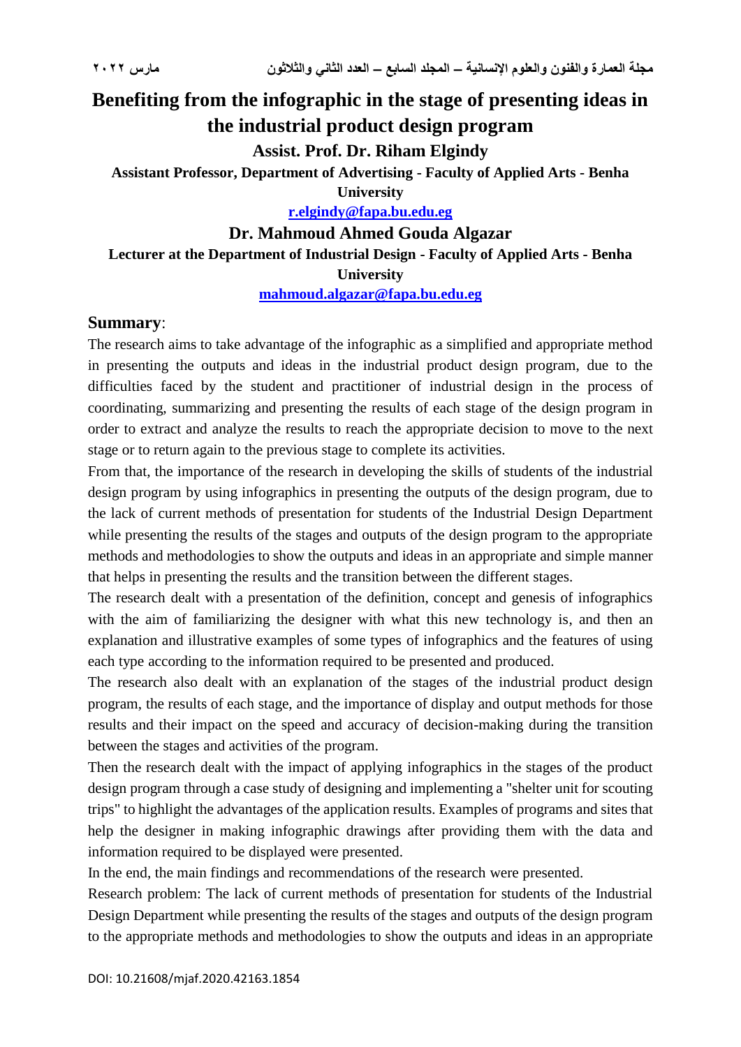# Benefiting from the infographic in the stage of presenting ideas in the industrial product design program

### Assist. Prof. Dr. Riham Elgindy

**Assistant Professor, Department of Advertising - Faculty of Applied Arts - Benha University**

**r.elgindy@fapa.bu.edu.eg**

### Dr. Mahmoud Ahmed Gouda Algazar

**Lecturer at the Department of Industrial Design - Faculty of Applied Arts - Benha University**

**mahmoud.algazar@fapa.bu.edu.eg**

## Summary:

The research aims to take advantage of the infographic as a simplified and appropriate method in presenting the outputs and ideas in the industrial product design program, due to the difficulties faced by the student and practitioner of industrial design in the process of coordinating, summarizing and presenting the results of each stage of the design program in order to extract and analyze the results to reach the appropriate decision to move to the next stage or to return again to the previous stage to complete its activities.

From that, the importance of the research in developing the skills of students of the industrial design program by using infographics in presenting the outputs of the design program, due to the lack of current methods of presentation for students of the Industrial Design Department while presenting the results of the stages and outputs of the design program to the appropriate methods and methodologies to show the outputs and ideas in an appropriate and simple manner that helps in presenting the results and the transition between the different stages.

The research dealt with a presentation of the definition, concept and genesis of infographics with the aim of familiarizing the designer with what this new technology is, and then an explanation and illustrative examples of some types of infographics and the features of using each type according to the information required to be presented and produced.

The research also dealt with an explanation of the stages of the industrial product design program, the results of each stage, and the importance of display and output methods for those results and their impact on the speed and accuracy of decision-making during the transition between the stages and activities of the program.

Then the research dealt with the impact of applying infographics in the stages of the product design program through a case study of designing and implementing a "shelter unit for scouting trips" to highlight the advantages of the application results. Examples of programs and sites that help the designer in making infographic drawings after providing them with the data and information required to be displayed were presented.

In the end, the main findings and recommendations of the research were presented.

Research problem: The lack of current methods of presentation for students of the Industrial Design Department while presenting the results of the stages and outputs of the design program to the appropriate methods and methodologies to show the outputs and ideas in an appropriate

DOI: 10.21608/mjaf.2020.42163.1854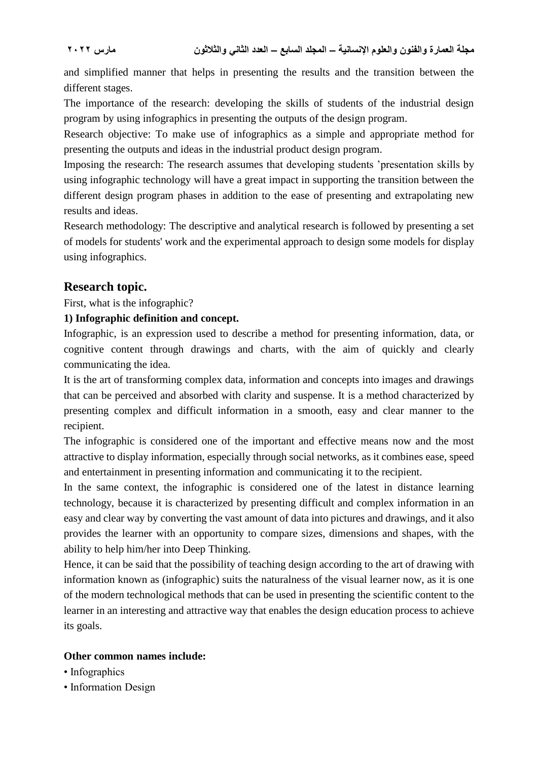and simplified manner that helps in presenting the results and the transition between the different stages.

The importance of the research: developing the skills of students of the industrial design program by using infographics in presenting the outputs of the design program.

Research objective: To make use of infographics as a simple and appropriate method for presenting the outputs and ideas in the industrial product design program.

Imposing the research: The research assumes that developing students 'presentation skills by using infographic technology will have a great impact in supporting the transition between the different design program phases in addition to the ease of presenting and extrapolating new results and ideas.

Research methodology: The descriptive and analytical research is followed by presenting a set of models for students' work and the experimental approach to design some models for display using infographics.

## Research topic.

First, what is the infographic?

### 1) Infographic definition and concept.

Infographic, is an expression used to describe a method for presenting information, data, or cognitive content through drawings and charts, with the aim of quickly and clearly communicating the idea.

It is the art of transforming complex data, information and concepts into images and drawings that can be perceived and absorbed with clarity and suspense. It is a method characterized by presenting complex and difficult information in a smooth, easy and clear manner to the recipient.

The infographic is considered one of the important and effective means now and the most attractive to display information, especially through social networks, as it combines ease, speed and entertainment in presenting information and communicating it to the recipient.

In the same context, the infographic is considered one of the latest in distance learning technology, because it is characterized by presenting difficult and complex information in an easy and clear way by converting the vast amount of data into pictures and drawings, and it also provides the learner with an opportunity to compare sizes, dimensions and shapes, with the ability to help him/her into Deep Thinking.

Hence, it can be said that the possibility of teaching design according to the art of drawing with information known as (infographic) suits the naturalness of the visual learner now, as it is one of the modern technological methods that can be used in presenting the scientific content to the learner in an interesting and attractive way that enables the design education process to achieve its goals.

**Other common names include:**

- Infographics
- Information Design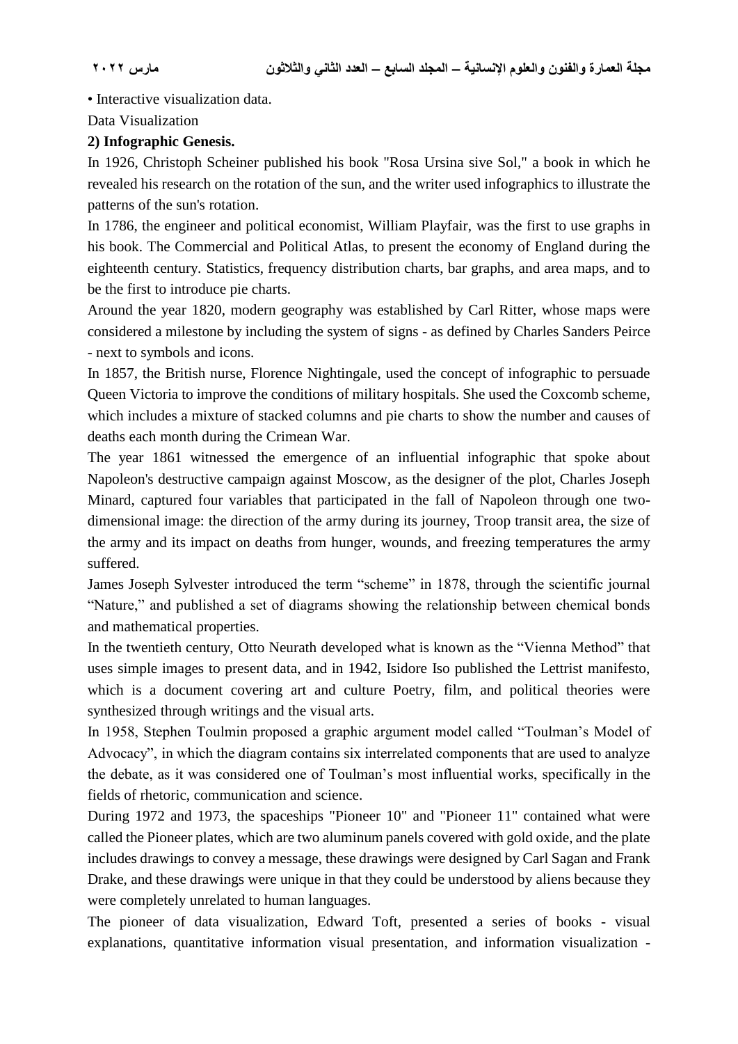• Interactive visualization data.

Data Visualization

**2) Infographic Genesis.**

In 1926, Christoph Scheiner published his book "Rosa Ursina sive Sol," a book in which he revealed his research on the rotation of the sun, and the writer used infographics to illustrate the patterns of the sun's rotation.

In 1786, the engineer and political economist, William Playfair, was the first to use graphs in his book. The Commercial and Political Atlas, to present the economy of England during the eighteenth century. Statistics, frequency distribution charts, bar graphs, and area maps, and to be the first to introduce pie charts.

Around the year 1820, modern geography was established by Carl Ritter, whose maps were considered a milestone by including the system of signs - as defined by Charles Sanders Peirce - next to symbols and icons.

In 1857, the British nurse, Florence Nightingale, used the concept of infographic to persuade Queen Victoria to improve the conditions of military hospitals. She used the Coxcomb scheme, which includes a mixture of stacked columns and pie charts to show the number and causes of deaths each month during the Crimean War.

The year 1861 witnessed the emergence of an influential infographic that spoke about Napoleon's destructive campaign against Moscow, as the designer of the plot, Charles Joseph Minard, captured four variables that participated in the fall of Napoleon through one two-dimensional image: the direction of the army during its journey, Troop transit area, the size of the army and its impact on deaths from hunger, wounds, and freezing temperatures the army suffered.

James Joseph Sylvester introduced the term “scheme” in 1878, through the scientific journal “Nature,” and published a set of diagrams showing the relationship between chemical bonds and mathematical properties.

In the twentieth century, Otto Neurath developed what is known as the “Vienna Method” that uses simple images to present data, and in 1942, Isidore Iso published the Lettrist manifesto, which is a document covering art and culture Poetry, film, and political theories were synthesized through writings and the visual arts.

In 1958, Stephen Toulmin proposed a graphic argument model called “Toulman’s Model of Advocacy”, in which the diagram contains six interrelated components that are used to analyze the debate, as it was considered one of Toulman’s most influential works, specifically in the fields of rhetoric, communication and science.

During 1972 and 1973, the spaceships "Pioneer 10" and "Pioneer 11" contained what were called the Pioneer plates, which are two aluminum panels covered with gold oxide, and the plate includes drawings to convey a message, these drawings were designed by Carl Sagan and Frank Drake, and these drawings were unique in that they could be understood by aliens because they were completely unrelated to human languages.

The pioneer of data visualization, Edward Toft, presented a series of books - visual explanations, quantitative information visual presentation, and information visualization -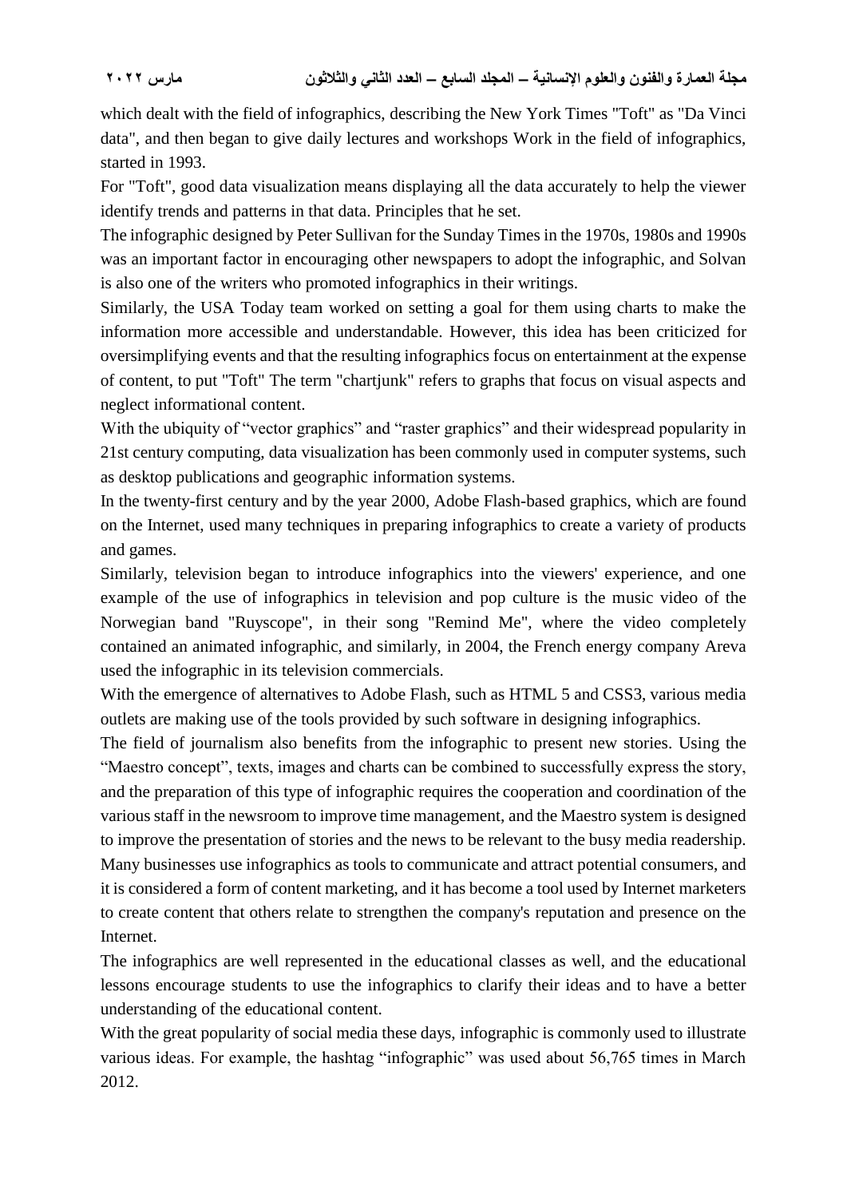which dealt with the field of infographics, describing the New York Times "Toft" as "Da Vinci data", and then began to give daily lectures and workshops Work in the field of infographics, started in 1993.

For "Toft", good data visualization means displaying all the data accurately to help the viewer identify trends and patterns in that data. Principles that he set.

The infographic designed by Peter Sullivan for the Sunday Times in the 1970s, 1980s and 1990s was an important factor in encouraging other newspapers to adopt the infographic, and Solvan is also one of the writers who promoted infographics in their writings.

Similarly, the USA Today team worked on setting a goal for them using charts to make the information more accessible and understandable. However, this idea has been criticized for oversimplifying events and that the resulting infographics focus on entertainment at the expense of content, to put "Toft" The term "chartjunk" refers to graphs that focus on visual aspects and neglect informational content.

With the ubiquity of "vector graphics" and "raster graphics" and their widespread popularity in 21st century computing, data visualization has been commonly used in computer systems, such as desktop publications and geographic information systems.

In the twenty-first century and by the year 2000, Adobe Flash-based graphics, which are found on the Internet, used many techniques in preparing infographics to create a variety of products and games.

Similarly, television began to introduce infographics into the viewers' experience, and one example of the use of infographics in television and pop culture is the music video of the Norwegian band "Ruyscope", in their song "Remind Me", where the video completely contained an animated infographic, and similarly, in 2004, the French energy company Areva used the infographic in its television commercials.

With the emergence of alternatives to Adobe Flash, such as HTML 5 and CSS3, various media outlets are making use of the tools provided by such software in designing infographics.

The field of journalism also benefits from the infographic to present new stories. Using the "Maestro concept", texts, images and charts can be combined to successfully express the story, and the preparation of this type of infographic requires the cooperation and coordination of the various staff in the newsroom to improve time management, and the Maestro system is designed to improve the presentation of stories and the news to be relevant to the busy media readership.

Many businesses use infographics as tools to communicate and attract potential consumers, and it is considered a form of content marketing, and it has become a tool used by Internet marketers to create content that others relate to strengthen the company's reputation and presence on the Internet.

The infographics are well represented in the educational classes as well, and the educational lessons encourage students to use the infographics to clarify their ideas and to have a better understanding of the educational content.

With the great popularity of social media these days, infographic is commonly used to illustrate various ideas. For example, the hashtag "infographic" was used about 56,765 times in March 2012.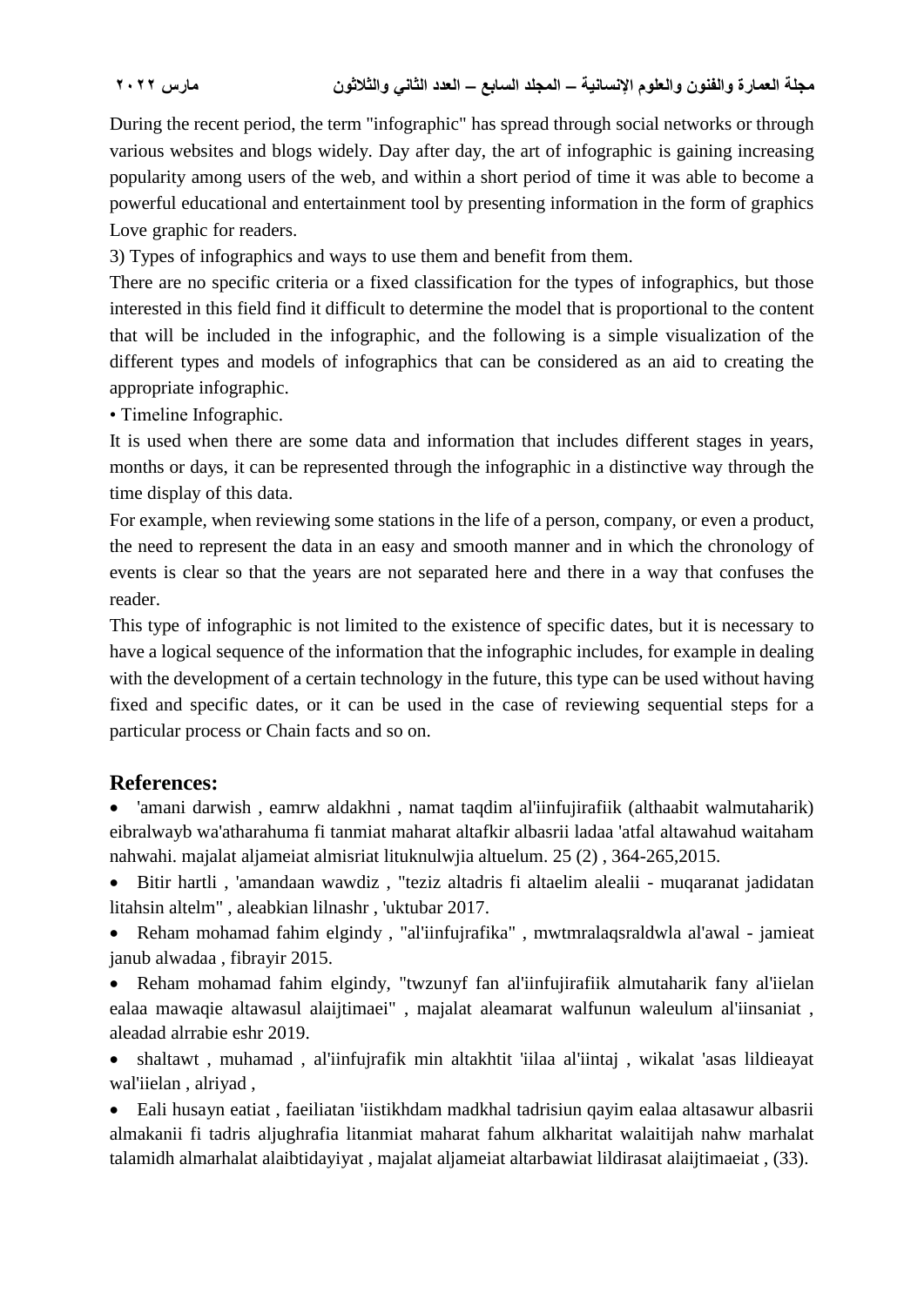During the recent period, the term "infographic" has spread through social networks or through various websites and blogs widely. Day after day, the art of infographic is gaining increasing popularity among users of the web, and within a short period of time it was able to become a powerful educational and entertainment tool by presenting information in the form of graphics Love graphic for readers.

3) Types of infographics and ways to use them and benefit from them.

There are no specific criteria or a fixed classification for the types of infographics, but those interested in this field find it difficult to determine the model that is proportional to the content that will be included in the infographic, and the following is a simple visualization of the different types and models of infographics that can be considered as an aid to creating the appropriate infographic.

• Timeline Infographic.

It is used when there are some data and information that includes different stages in years, months or days, it can be represented through the infographic in a distinctive way through the time display of this data.

For example, when reviewing some stations in the life of a person, company, or even a product, the need to represent the data in an easy and smooth manner and in which the chronology of events is clear so that the years are not separated here and there in a way that confuses the reader.

This type of infographic is not limited to the existence of specific dates, but it is necessary to have a logical sequence of the information that the infographic includes, for example in dealing with the development of a certain technology in the future, this type can be used without having fixed and specific dates, or it can be used in the case of reviewing sequential steps for a particular process or Chain facts and so on.

## References:

- 'amani darwish , eamrw aldakhni , namat taqdim al'iinfujirafiik (althaabit walmutaharik) eibralwayb wa'atharahuma fi tanmiat maharat altafkir albasrii ladaa 'atfal altawahud waitaham nahwahi. majalat aljameiat almisriat lituknulwjia altuelum. 25 (2) , 364-265,2015.
- Bitir hartli , 'amandaan wawdiz , "teziz altadris fi altaelim alealii - muqaranat jadidatan litahsin altelm" , aleabkian lilnashr , 'uktubar 2017.
- Reham mohamad fahim elgindy , "al'iinfujrafika" , mwtmralaqsraldwla al'awal - jamieat janub alwadaa , fibrayir 2015.
- Reham mohamad fahim elgindy, "twzunyf fan al'iinfujirafiik almutaharik fany al'iielan ealaa mawaqie altawasul alaijtimaei" , majalat aleamarat walfunun waleulum al'iinsaniat , aleadad alrrabie eshr 2019.
- shaltawt , muhamad , al'iinfujrafik min altakhtit 'iilaa al'iintaj , wikalat 'asas lildieayat wal'iielan , alriyad ,
- Eali husayn eatiat , faeiliatan 'iistikhdam madkhal tadrisiun qayim ealaa altasawur albasrii almakanii fi tadris aljughrafia litanmiat maharat fahum alkharitat walaitijah nahw marhalat talamidh almarhalat alaibtidayiyat , majalat aljameiat altarbawiat lildirasat alaijtimaeiat , (33).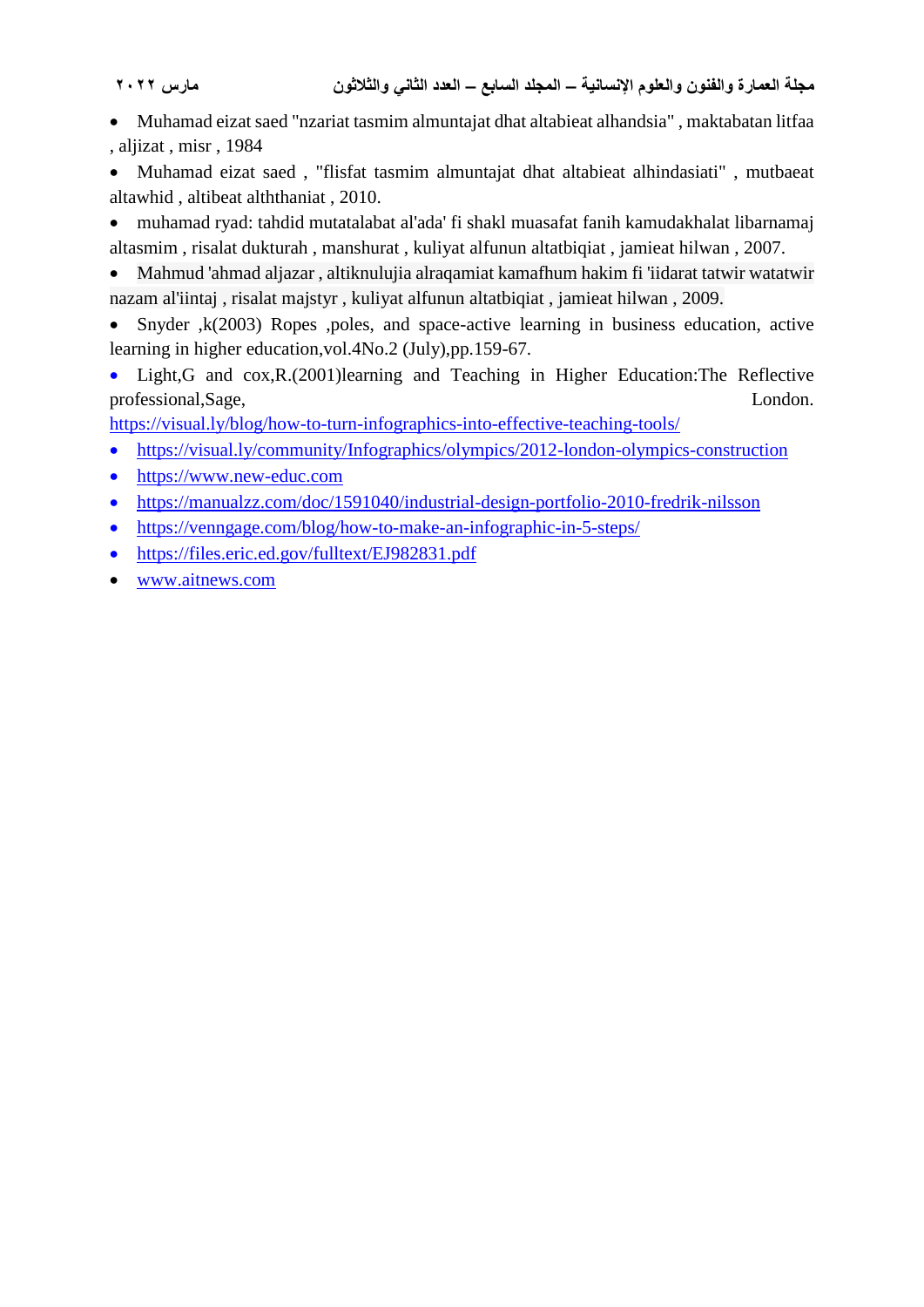- Muhamad eizat saed "nzariat tasmim almuntajat dhat altabieat alhandsia" , maktabatan litfaa , aljizat , misr , 1984
- Muhamad eizat saed , "flisfat tasmim almuntajat dhat altabieat alhindasiati" , mutbaeat altawhid , altibeat alththaniat , 2010.
- muhamad ryad: tahdid mutatalabat al'ada' fi shakl muasafat fanih kamudakhalat libarnamaj altasmim , risalat dukturah , manshurat , kuliyat alfunun altatbiqiat , jamieat hilwan , 2007.
- Mahmud 'ahmad aljazar , altiknulujia alraqamiat kamafhum hakim fi 'iidarat tatwir watatwir nazam al'iintaj , risalat majstyr , kuliyat alfunun altatbiqiat , jamieat hilwan , 2009.
- Snyder ,k(2003) Ropes ,poles, and space-active learning in business education, active learning in higher education,vol.4No.2 (July),pp.159-67.
- Light,G and cox,R.(2001)learning and Teaching in Higher Education:The Reflective professional,Sage, London. https://visual.ly/blog/how-to-turn-infographics-into-effective-teaching-tools/
- https://visual.ly/community/Infographics/olympics/2012-london-olympics-construction
- https://www.new-educ.com
- https://manualzz.com/doc/1591040/industrial-design-portfolio-2010-fredrik-nilsson
- https://venngage.com/blog/how-to-make-an-infographic-in-5-steps/
- https://files.eric.ed.gov/fulltext/EJ982831.pdf
- www.aitnews.com